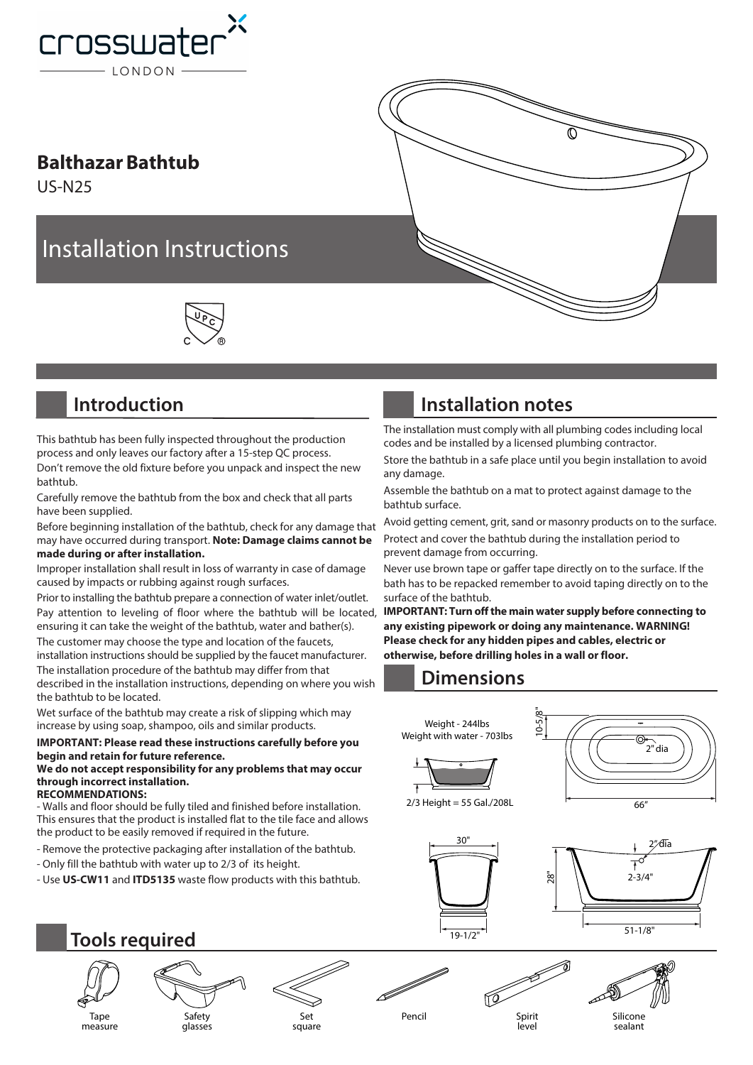crosswater LONDON

# Balthazar Bathtub

US-N25

# Installation Instructions

## Introduction

This bathtub has been fully inspected throughout the production process and only leaves our factory after a 15-step QC process.

Don't remove the old fixture before you unpack and inspect the new bathtub.

Carefully remove the bathtub from the box and check that all parts have been supplied.

Before beginning installation of the bathtub, check for any damage that may have occurred during transport. **Note: Damage claims cannot be made during or after installation.**

Improper installation shall result in loss of warranty in case of damage caused by impacts or rubbing against rough surfaces.

Prior to installing the bathtub prepare a connection of water inlet/outlet.

Pay attention to leveling of floor where the bathtub will be located, ensuring it can take the weight of the bathtub, water and bather(s).

The customer may choose the type and location of the faucets, installation instructions should be supplied by the faucet manufacturer.

The installation procedure of the bathtub may differ from that described in the installation instructions, depending on where you wish the bathtub to be located.

Wet surface of the bathtub may create a risk of slipping which may increase by using soap, shampoo, oils and similar products.

**IMPORTANT: Please read these instructions carefully before you begin and retain for future reference.**

**We do not accept responsibility for any problems that may occur through incorrect installation.**

**RECOMMENDATIONS:**

- Walls and floor should be fully tiled and finished before installation. This ensures that the product is installed flat to the tile face and allows the product to be easily removed if required in the future.
- Remove the protective packaging after installation of the bathtub.
- Only fill the bathtub with water up to 2/3 of its height.
- Use **US-CW11** and **ITD5135** waste flow products with this bathtub.

## Installation notes

The installation must comply with all plumbing codes including local codes and be installed by a licensed plumbing contractor.

Store the bathtub in a safe place until you begin installation to avoid any damage.

Assemble the bathtub on a mat to protect against damage to the bathtub surface.

Avoid getting cement, grit, sand or masonry products on to the surface.

Protect and cover the bathtub during the installation period to prevent damage from occurring.

Never use brown tape or gaffer tape directly on to the surface. If the bath has to be repacked remember to avoid taping directly on to the surface of the bathtub.

**IMPORTANT: Turn off the main water supply before connecting to any existing pipework or doing any maintenance. WARNING! Please check for any hidden pipes and cables, electric or otherwise, before drilling holes in a wall or floor.**

## Dimensions

Weight - 244lbs
Weight with water - 703lbs

2/3 Height = 55 Gal./208L

10-5/8"

2" dia

66"

30"

19-1/2"

28"

2" dia

2-3/4"

51-1/8"

## Tools required

- Tape measure
- Safety glasses
- Set square
- Pencil
- Spirit level
- Silicone sealant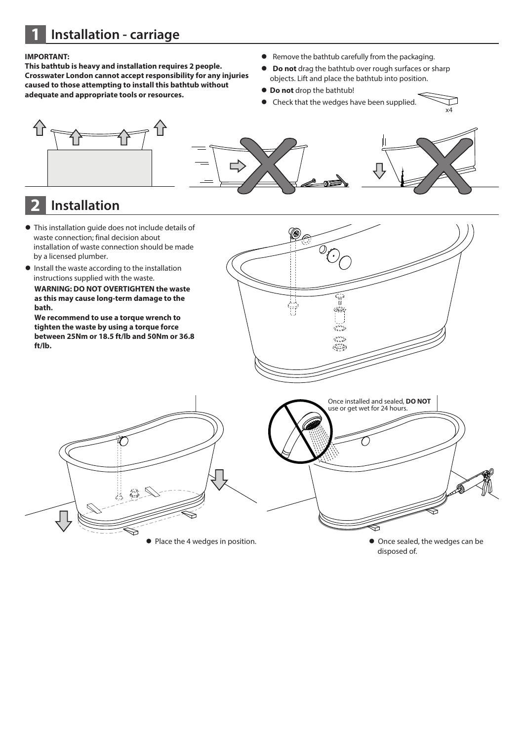# 1 Installation - carriage

**IMPORTANT:**
**This bathtub is heavy and installation requires 2 people. Crosswater London cannot accept responsibility for any injuries caused to those attempting to install this bathtub without adequate and appropriate tools or resources.**

- Remove the bathtub carefully from the packaging.
- **Do not** drag the bathtub over rough surfaces or sharp objects. Lift and place the bathtub into position.
- **Do not** drop the bathtub!
- Check that the wedges have been supplied.

x4

# 2 Installation

- This installation guide does not include details of waste connection; final decision about installation of waste connection should be made by a licensed plumber.
- Install the waste according to the installation instructions supplied with the waste.

  **WARNING: DO NOT OVERTIGHTEN the waste as this may cause long-term damage to the bath.**

  **We recommend to use a torque wrench to tighten the waste by using a torque force between 25Nm or 18.5 ft/lb and 50Nm or 36.8 ft/lb.**

Once installed and sealed, **DO NOT** use or get wet for 24 hours.

- Place the 4 wedges in position.
- Once sealed, the wedges can be disposed of.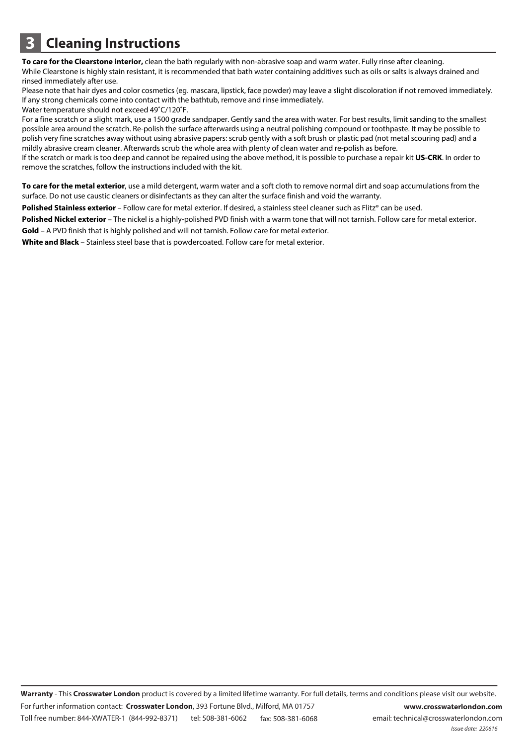# 3 Cleaning Instructions

**To care for the Clearstone interior,** clean the bath regularly with non-abrasive soap and warm water. Fully rinse after cleaning.
While Clearstone is highly stain resistant, it is recommended that bath water containing additives such as oils or salts is always drained and rinsed immediately after use.
Please note that hair dyes and color cosmetics (eg. mascara, lipstick, face powder) may leave a slight discoloration if not removed immediately.
If any strong chemicals come into contact with the bathtub, remove and rinse immediately.
Water temperature should not exceed 49˚C/120˚F.
For a fine scratch or a slight mark, use a 1500 grade sandpaper. Gently sand the area with water. For best results, limit sanding to the smallest possible area around the scratch. Re-polish the surface afterwards using a neutral polishing compound or toothpaste. It may be possible to polish very fine scratches away without using abrasive papers: scrub gently with a soft brush or plastic pad (not metal scouring pad) and a mildly abrasive cream cleaner. Afterwards scrub the whole area with plenty of clean water and re-polish as before.
If the scratch or mark is too deep and cannot be repaired using the above method, it is possible to purchase a repair kit **US-CRK**. In order to remove the scratches, follow the instructions included with the kit.

**To care for the metal exterior**, use a mild detergent, warm water and a soft cloth to remove normal dirt and soap accumulations from the surface. Do not use caustic cleaners or disinfectants as they can alter the surface finish and void the warranty.

**Polished Stainless exterior** – Follow care for metal exterior. If desired, a stainless steel cleaner such as Flitz® can be used.

**Polished Nickel exterior** – The nickel is a highly-polished PVD finish with a warm tone that will not tarnish. Follow care for metal exterior.

**Gold** – A PVD finish that is highly polished and will not tarnish. Follow care for metal exterior.

**White and Black** – Stainless steel base that is powdercoated. Follow care for metal exterior.

**Warranty** - This **Crosswater London** product is covered by a limited lifetime warranty. For full details, terms and conditions please visit our website.

For further information contact: **Crosswater London**, 393 Fortune Blvd., Milford, MA 01757

**www.crosswaterlondon.com**

Toll free number: 844-XWATER-1 (844-992-8371) tel: 508-381-6062 fax: 508-381-6068

email: technical@crosswaterlondon.com

*Issue date: 220616*